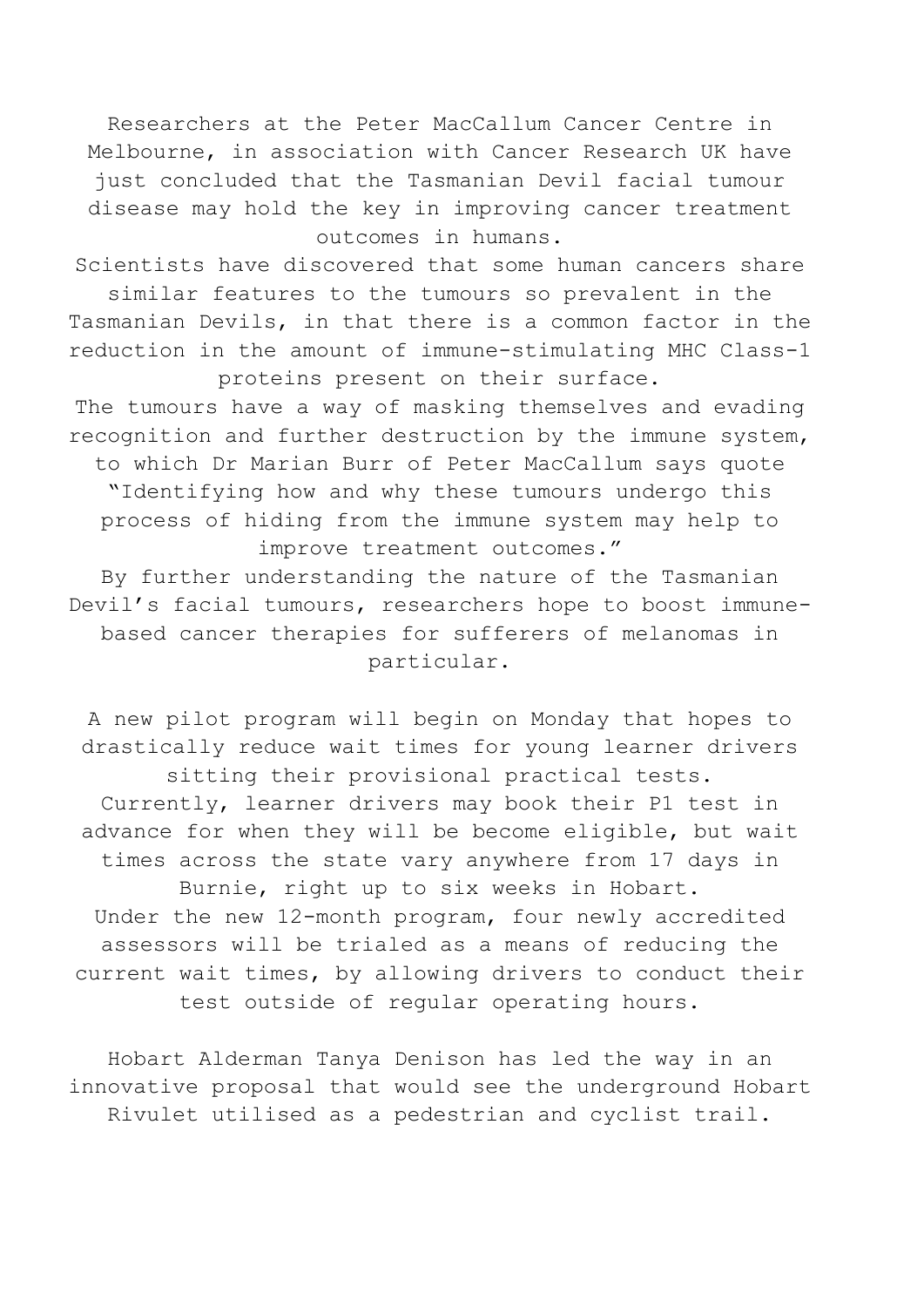Researchers at the Peter MacCallum Cancer Centre in Melbourne, in association with Cancer Research UK have just concluded that the Tasmanian Devil facial tumour disease may hold the key in improving cancer treatment outcomes.

Scientists have discovered that some human cancers share similar features to the tumours so prevalent in the Tasmanian Devils, in that there is a common factor in the reduction in the amount of immune-stimulating MHC Class-1 proteins present on their surface.

The tumours have a way of masking themselves and evading recognition and further destruction by the immune system, to which Dr Marian Burr of Peter MacCallum says quote "Identifying how and why these tumours undergo this process of hiding from the immune system may help to improve treatment outcomes."

By further understanding the nature of the Tasmanian Devil's facial tumours, researchers hope to boost immune-based cancer therapies for sufferers of melanomas in particular.

A new pilot program will begin on Monday that hopes to drastically reduce wait times for young learner drivers sitting their provisional practical tests.

Currently, learner drivers may book their P1 test in advance for when they will be become eligible, but wait times across the state vary anywhere from 17 days in Burnie, right up to six weeks in Hobart.

Under the new 12-month program, four newly accredited assessors will be trialed as a means of reducing the current wait times, by allowing drivers to conduct their test outside of regular operating hours.

Hobart Alderman Tanya Denison has led the way in an innovative proposal that would see the underground Hobart Rivulet utilised as a pedestrian and cyclist trail.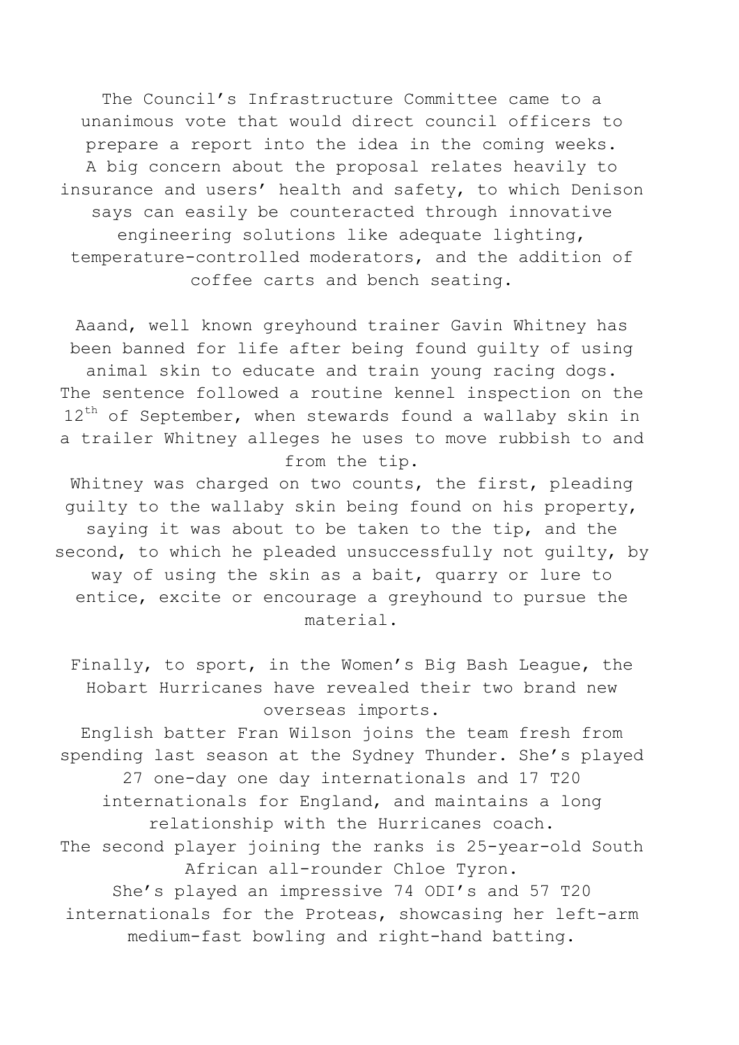The Council's Infrastructure Committee came to a unanimous vote that would direct council officers to prepare a report into the idea in the coming weeks.
A big concern about the proposal relates heavily to insurance and users' health and safety, to which Denison says can easily be counteracted through innovative engineering solutions like adequate lighting, temperature-controlled moderators, and the addition of coffee carts and bench seating.

Aaand, well known greyhound trainer Gavin Whitney has been banned for life after being found guilty of using animal skin to educate and train young racing dogs.
The sentence followed a routine kennel inspection on the 12th of September, when stewards found a wallaby skin in a trailer Whitney alleges he uses to move rubbish to and from the tip.
Whitney was charged on two counts, the first, pleading guilty to the wallaby skin being found on his property, saying it was about to be taken to the tip, and the second, to which he pleaded unsuccessfully not guilty, by way of using the skin as a bait, quarry or lure to entice, excite or encourage a greyhound to pursue the material.

Finally, to sport, in the Women's Big Bash League, the Hobart Hurricanes have revealed their two brand new overseas imports.
English batter Fran Wilson joins the team fresh from spending last season at the Sydney Thunder. She's played 27 one-day one day internationals and 17 T20 internationals for England, and maintains a long relationship with the Hurricanes coach.
The second player joining the ranks is 25-year-old South African all-rounder Chloe Tyron.
She's played an impressive 74 ODI's and 57 T20 internationals for the Proteas, showcasing her left-arm medium-fast bowling and right-hand batting.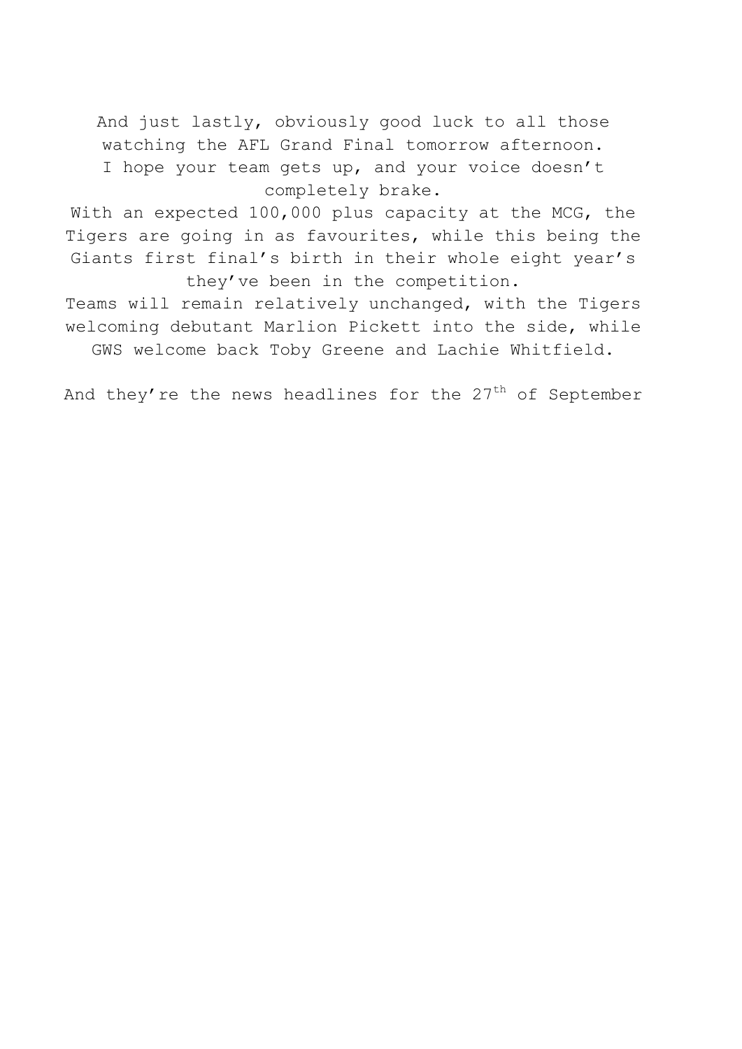And just lastly, obviously good luck to all those watching the AFL Grand Final tomorrow afternoon. I hope your team gets up, and your voice doesn't completely brake.

With an expected 100,000 plus capacity at the MCG, the Tigers are going in as favourites, while this being the Giants first final's birth in their whole eight year's they've been in the competition.

Teams will remain relatively unchanged, with the Tigers welcoming debutant Marlion Pickett into the side, while GWS welcome back Toby Greene and Lachie Whitfield.

And they're the news headlines for the 27th of September